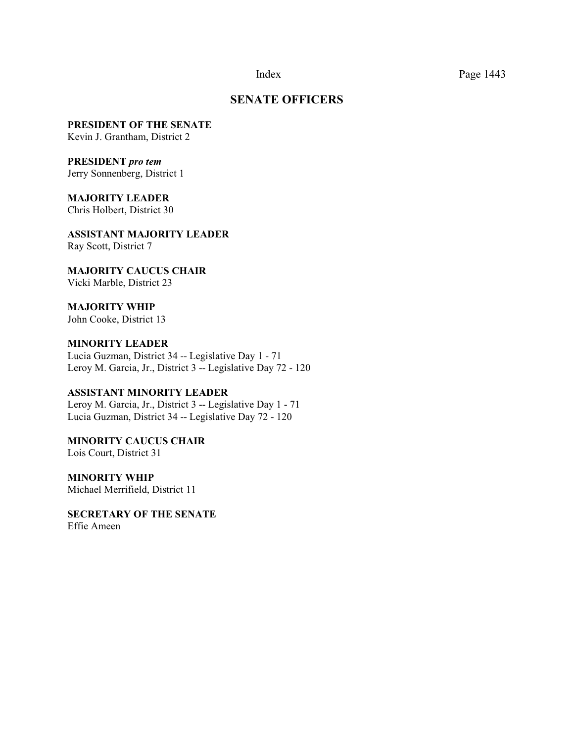# SENATE OFFICERS

**PRESIDENT OF THE SENATE**
Kevin J. Grantham, District 2

**PRESIDENT *pro tem***
Jerry Sonnenberg, District 1

**MAJORITY LEADER**
Chris Holbert, District 30

**ASSISTANT MAJORITY LEADER**
Ray Scott, District 7

**MAJORITY CAUCUS CHAIR**
Vicki Marble, District 23

**MAJORITY WHIP**
John Cooke, District 13

**MINORITY LEADER**
Lucia Guzman, District 34 -- Legislative Day 1 - 71
Leroy M. Garcia, Jr., District 3 -- Legislative Day 72 - 120

**ASSISTANT MINORITY LEADER**
Leroy M. Garcia, Jr., District 3 -- Legislative Day 1 - 71
Lucia Guzman, District 34 -- Legislative Day 72 - 120

**MINORITY CAUCUS CHAIR**
Lois Court, District 31

**MINORITY WHIP**
Michael Merrifield, District 11

**SECRETARY OF THE SENATE**
Effie Ameen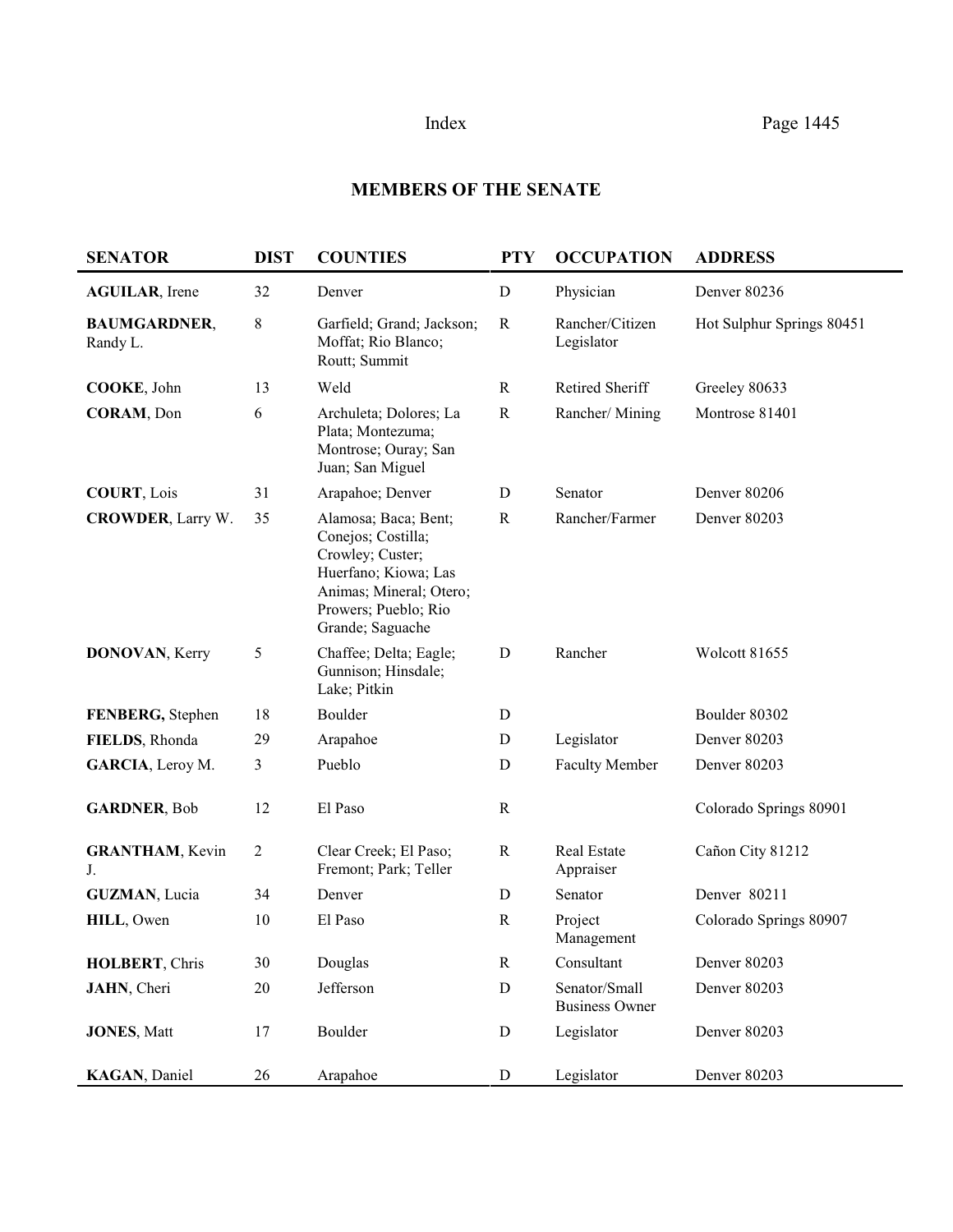## MEMBERS OF THE SENATE

| SENATOR | DIST | COUNTIES | PTY | OCCUPATION | ADDRESS |
|---|---|---|---|---|---|
| **AGUILAR**, Irene | 32 | Denver | D | Physician | Denver 80236 |
| **BAUMGARDNER**, Randy L. | 8 | Garfield; Grand; Jackson; Moffat; Rio Blanco; Routt; Summit | R | Rancher/Citizen Legislator | Hot Sulphur Springs 80451 |
| **COOKE**, John | 13 | Weld | R | Retired Sheriff | Greeley 80633 |
| **CORAM**, Don | 6 | Archuleta; Dolores; La Plata; Montezuma; Montrose; Ouray; San Juan; San Miguel | R | Rancher/ Mining | Montrose 81401 |
| **COURT**, Lois | 31 | Arapahoe; Denver | D | Senator | Denver 80206 |
| **CROWDER**, Larry W. | 35 | Alamosa; Baca; Bent; Conejos; Costilla; Crowley; Custer; Huerfano; Kiowa; Las Animas; Mineral; Otero; Prowers; Pueblo; Rio Grande; Saguache | R | Rancher/Farmer | Denver 80203 |
| **DONOVAN**, Kerry | 5 | Chaffee; Delta; Eagle; Gunnison; Hinsdale; Lake; Pitkin | D | Rancher | Wolcott 81655 |
| **FENBERG,** Stephen | 18 | Boulder | D | | Boulder 80302 |
| **FIELDS**, Rhonda | 29 | Arapahoe | D | Legislator | Denver 80203 |
| **GARCIA**, Leroy M. | 3 | Pueblo | D | Faculty Member | Denver 80203 |
| **GARDNER**, Bob | 12 | El Paso | R | | Colorado Springs 80901 |
| **GRANTHAM**, Kevin J. | 2 | Clear Creek; El Paso; Fremont; Park; Teller | R | Real Estate Appraiser | Cañon City 81212 |
| **GUZMAN**, Lucia | 34 | Denver | D | Senator | Denver 80211 |
| **HILL**, Owen | 10 | El Paso | R | Project Management | Colorado Springs 80907 |
| **HOLBERT**, Chris | 30 | Douglas | R | Consultant | Denver 80203 |
| **JAHN**, Cheri | 20 | Jefferson | D | Senator/Small Business Owner | Denver 80203 |
| **JONES**, Matt | 17 | Boulder | D | Legislator | Denver 80203 |
| **KAGAN**, Daniel | 26 | Arapahoe | D | Legislator | Denver 80203 |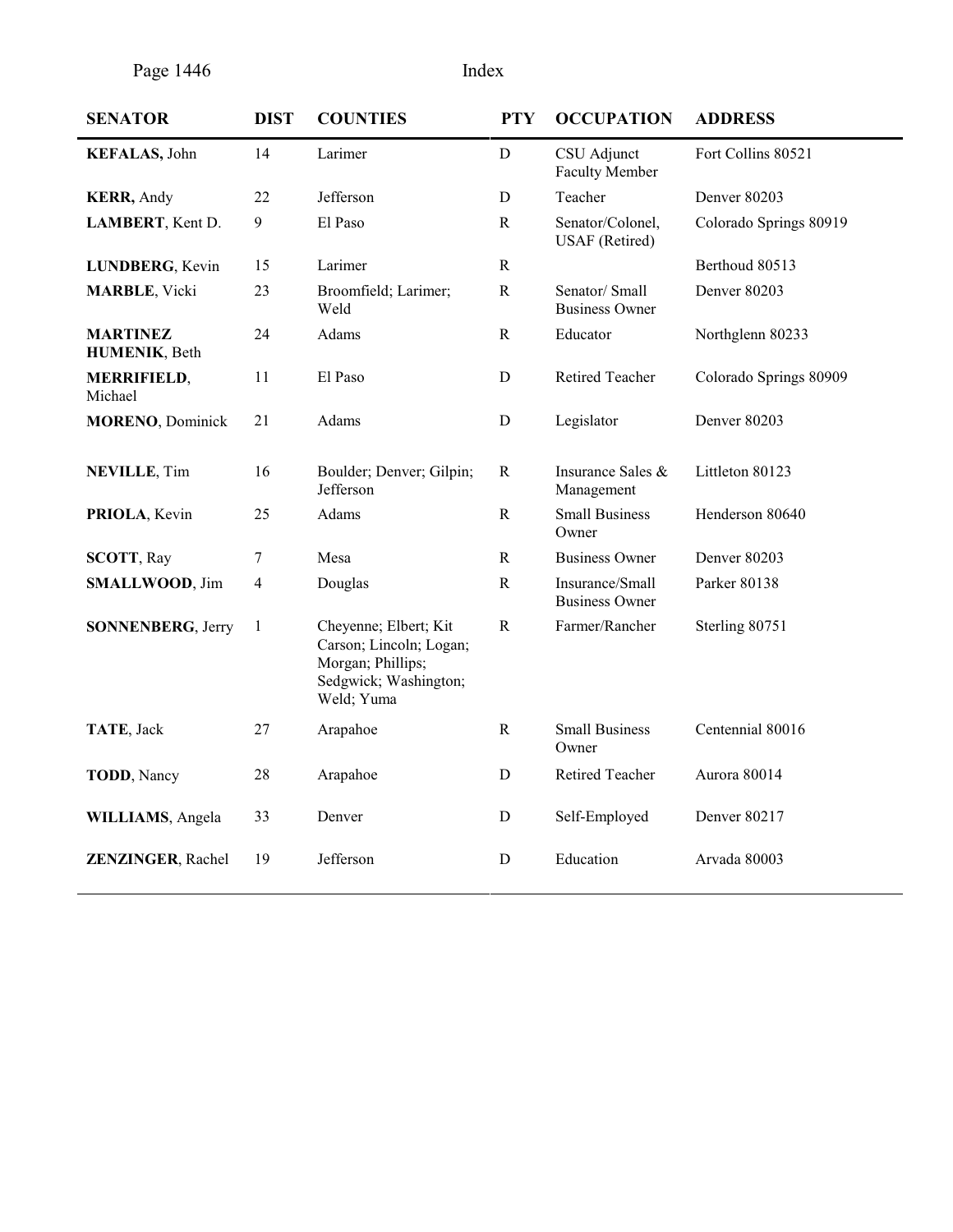| SENATOR | DIST | COUNTIES | PTY | OCCUPATION | ADDRESS |
|---|---|---|---|---|---|
| **KEFALAS,** John | 14 | Larimer | D | CSU Adjunct Faculty Member | Fort Collins 80521 |
| **KERR,** Andy | 22 | Jefferson | D | Teacher | Denver 80203 |
| **LAMBERT**, Kent D. | 9 | El Paso | R | Senator/Colonel, USAF (Retired) | Colorado Springs 80919 |
| **LUNDBERG**, Kevin | 15 | Larimer | R | | Berthoud 80513 |
| **MARBLE**, Vicki | 23 | Broomfield; Larimer; Weld | R | Senator/ Small Business Owner | Denver 80203 |
| **MARTINEZ HUMENIK**, Beth | 24 | Adams | R | Educator | Northglenn 80233 |
| **MERRIFIELD**, Michael | 11 | El Paso | D | Retired Teacher | Colorado Springs 80909 |
| **MORENO**, Dominick | 21 | Adams | D | Legislator | Denver 80203 |
| **NEVILLE**, Tim | 16 | Boulder; Denver; Gilpin; Jefferson | R | Insurance Sales & Management | Littleton 80123 |
| **PRIOLA**, Kevin | 25 | Adams | R | Small Business Owner | Henderson 80640 |
| **SCOTT**, Ray | 7 | Mesa | R | Business Owner | Denver 80203 |
| **SMALLWOOD**, Jim | 4 | Douglas | R | Insurance/Small Business Owner | Parker 80138 |
| **SONNENBERG**, Jerry | 1 | Cheyenne; Elbert; Kit Carson; Lincoln; Logan; Morgan; Phillips; Sedgwick; Washington; Weld; Yuma | R | Farmer/Rancher | Sterling 80751 |
| **TATE**, Jack | 27 | Arapahoe | R | Small Business Owner | Centennial 80016 |
| **TODD**, Nancy | 28 | Arapahoe | D | Retired Teacher | Aurora 80014 |
| **WILLIAMS**, Angela | 33 | Denver | D | Self-Employed | Denver 80217 |
| **ZENZINGER**, Rachel | 19 | Jefferson | D | Education | Arvada 80003 |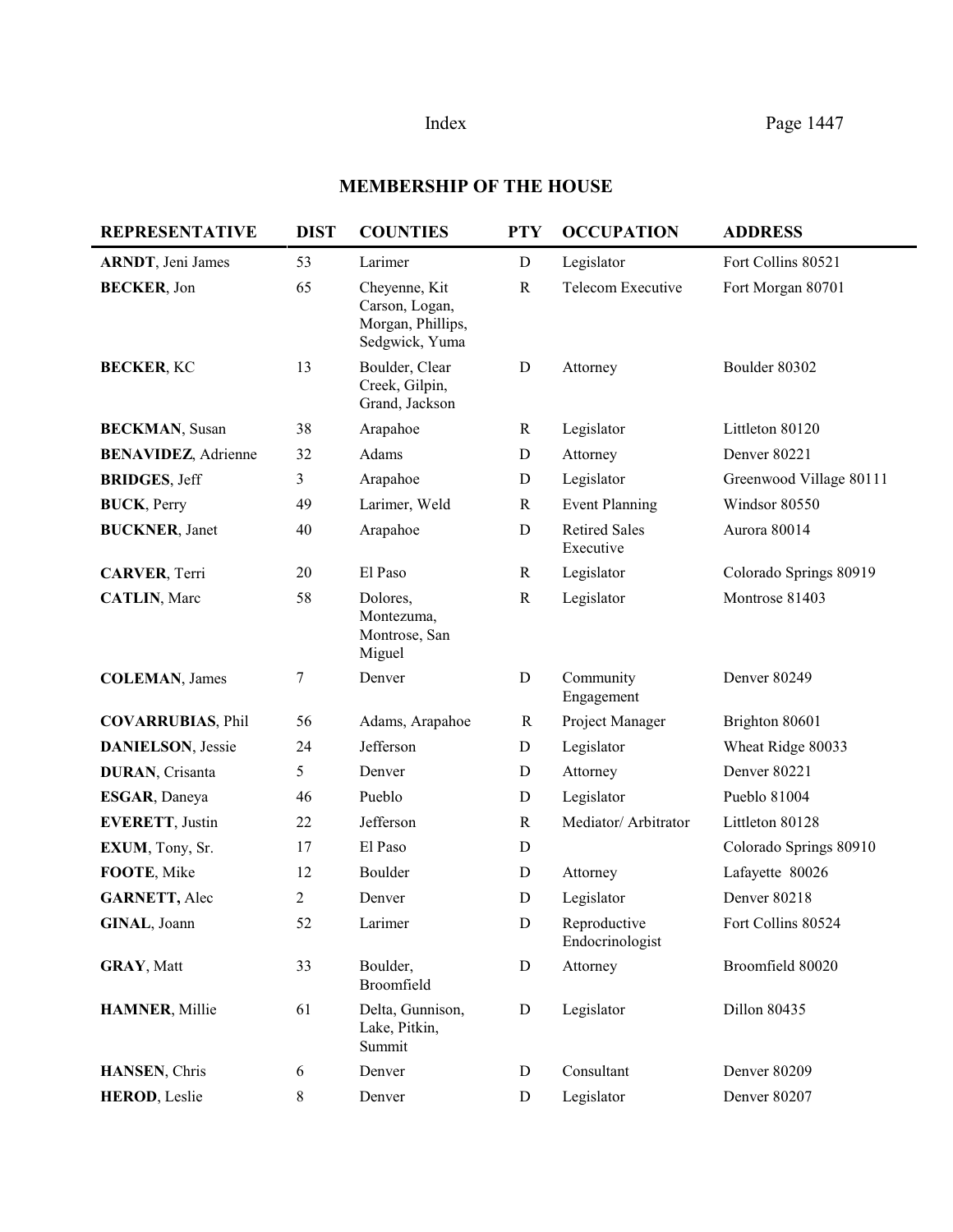## MEMBERSHIP OF THE HOUSE

| REPRESENTATIVE | DIST | COUNTIES | PTY | OCCUPATION | ADDRESS |
|---|---|---|---|---|---|
| **ARNDT**, Jeni James | 53 | Larimer | D | Legislator | Fort Collins 80521 |
| **BECKER**, Jon | 65 | Cheyenne, Kit Carson, Logan, Morgan, Phillips, Sedgwick, Yuma | R | Telecom Executive | Fort Morgan 80701 |
| **BECKER**, KC | 13 | Boulder, Clear Creek, Gilpin, Grand, Jackson | D | Attorney | Boulder 80302 |
| **BECKMAN**, Susan | 38 | Arapahoe | R | Legislator | Littleton 80120 |
| **BENAVIDEZ**, Adrienne | 32 | Adams | D | Attorney | Denver 80221 |
| **BRIDGES**, Jeff | 3 | Arapahoe | D | Legislator | Greenwood Village 80111 |
| **BUCK**, Perry | 49 | Larimer, Weld | R | Event Planning | Windsor 80550 |
| **BUCKNER**, Janet | 40 | Arapahoe | D | Retired Sales Executive | Aurora 80014 |
| **CARVER**, Terri | 20 | El Paso | R | Legislator | Colorado Springs 80919 |
| **CATLIN**, Marc | 58 | Dolores, Montezuma, Montrose, San Miguel | R | Legislator | Montrose 81403 |
| **COLEMAN**, James | 7 | Denver | D | Community Engagement | Denver 80249 |
| **COVARRUBIAS**, Phil | 56 | Adams, Arapahoe | R | Project Manager | Brighton 80601 |
| **DANIELSON**, Jessie | 24 | Jefferson | D | Legislator | Wheat Ridge 80033 |
| **DURAN**, Crisanta | 5 | Denver | D | Attorney | Denver 80221 |
| **ESGAR**, Daneya | 46 | Pueblo | D | Legislator | Pueblo 81004 |
| **EVERETT**, Justin | 22 | Jefferson | R | Mediator/ Arbitrator | Littleton 80128 |
| **EXUM**, Tony, Sr. | 17 | El Paso | D | | Colorado Springs 80910 |
| **FOOTE**, Mike | 12 | Boulder | D | Attorney | Lafayette 80026 |
| **GARNETT,** Alec | 2 | Denver | D | Legislator | Denver 80218 |
| **GINAL**, Joann | 52 | Larimer | D | Reproductive Endocrinologist | Fort Collins 80524 |
| **GRAY**, Matt | 33 | Boulder, Broomfield | D | Attorney | Broomfield 80020 |
| **HAMNER**, Millie | 61 | Delta, Gunnison, Lake, Pitkin, Summit | D | Legislator | Dillon 80435 |
| **HANSEN**, Chris | 6 | Denver | D | Consultant | Denver 80209 |
| **HEROD**, Leslie | 8 | Denver | D | Legislator | Denver 80207 |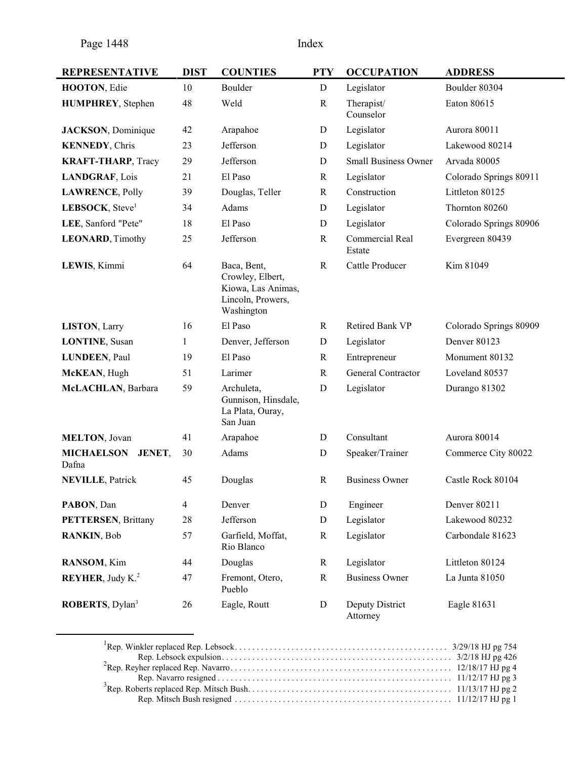| REPRESENTATIVE | DIST | COUNTIES | PTY | OCCUPATION | ADDRESS |
|---|---|---|---|---|---|
| **HOOTON**, Edie | 10 | Boulder | D | Legislator | Boulder 80304 |
| **HUMPHREY**, Stephen | 48 | Weld | R | Therapist/ Counselor | Eaton 80615 |
| **JACKSON**, Dominique | 42 | Arapahoe | D | Legislator | Aurora 80011 |
| **KENNEDY**, Chris | 23 | Jefferson | D | Legislator | Lakewood 80214 |
| **KRAFT-THARP**, Tracy | 29 | Jefferson | D | Small Business Owner | Arvada 80005 |
| **LANDGRAF**, Lois | 21 | El Paso | R | Legislator | Colorado Springs 80911 |
| **LAWRENCE**, Polly | 39 | Douglas, Teller | R | Construction | Littleton 80125 |
| **LEBSOCK**, Steve[1] | 34 | Adams | D | Legislator | Thornton 80260 |
| **LEE**, Sanford "Pete" | 18 | El Paso | D | Legislator | Colorado Springs 80906 |
| **LEONARD**, Timothy | 25 | Jefferson | R | Commercial Real Estate | Evergreen 80439 |
| **LEWIS**, Kimmi | 64 | Baca, Bent, Crowley, Elbert, Kiowa, Las Animas, Lincoln, Prowers, Washington | R | Cattle Producer | Kim 81049 |
| **LISTON**, Larry | 16 | El Paso | R | Retired Bank VP | Colorado Springs 80909 |
| **LONTINE**, Susan | 1 | Denver, Jefferson | D | Legislator | Denver 80123 |
| **LUNDEEN**, Paul | 19 | El Paso | R | Entrepreneur | Monument 80132 |
| **McKEAN**, Hugh | 51 | Larimer | R | General Contractor | Loveland 80537 |
| **McLACHLAN**, Barbara | 59 | Archuleta, Gunnison, Hinsdale, La Plata, Ouray, San Juan | D | Legislator | Durango 81302 |
| **MELTON**, Jovan | 41 | Arapahoe | D | Consultant | Aurora 80014 |
| **MICHAELSON JENET**, Dafna | 30 | Adams | D | Speaker/Trainer | Commerce City 80022 |
| **NEVILLE**, Patrick | 45 | Douglas | R | Business Owner | Castle Rock 80104 |
| **PABON**, Dan | 4 | Denver | D | Engineer | Denver 80211 |
| **PETTERSEN**, Brittany | 28 | Jefferson | D | Legislator | Lakewood 80232 |
| **RANKIN**, Bob | 57 | Garfield, Moffat, Rio Blanco | R | Legislator | Carbondale 81623 |
| **RANSOM**, Kim | 44 | Douglas | R | Legislator | Littleton 80124 |
| **REYHER**, Judy K.[2] | 47 | Fremont, Otero, Pueblo | R | Business Owner | La Junta 81050 |
| **ROBERTS**, Dylan[3] | 26 | Eagle, Routt | D | Deputy District Attorney | Eagle 81631 |

---

[1] Rep. Winkler replaced Rep. Lebsock. . . . . . . . . . . . . . . . . . . . . . . . . . . . . . . . . . . . . . . . . . . . . . . . 3/29/18 HJ pg 754
Rep. Lebsock expulsion. . . . . . . . . . . . . . . . . . . . . . . . . . . . . . . . . . . . . . . . . . . . . . . . . . . . 3/2/18 HJ pg 426

[2] Rep. Reyher replaced Rep. Navarro. . . . . . . . . . . . . . . . . . . . . . . . . . . . . . . . . . . . . . . . . . . . . . . . . . 12/18/17 HJ pg 4
Rep. Navarro resigned . . . . . . . . . . . . . . . . . . . . . . . . . . . . . . . . . . . . . . . . . . . . . . . . . . . . . 11/12/17 HJ pg 3

[3] Rep. Roberts replaced Rep. Mitsch Bush. . . . . . . . . . . . . . . . . . . . . . . . . . . . . . . . . . . . . . . . . . . . . . 11/13/17 HJ pg 2
Rep. Mitsch Bush resigned . . . . . . . . . . . . . . . . . . . . . . . . . . . . . . . . . . . . . . . . . . . . . . . . . 11/12/17 HJ pg 1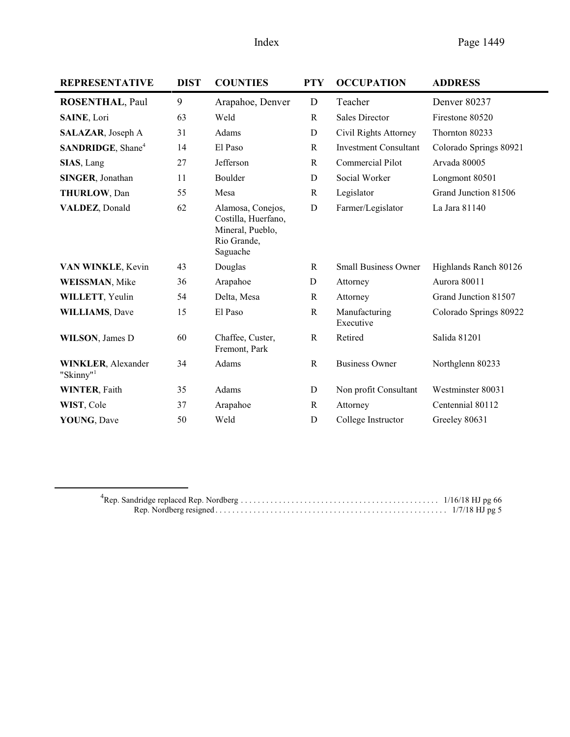| REPRESENTATIVE | DIST | COUNTIES | PTY | OCCUPATION | ADDRESS |
|---|---|---|---|---|---|
| **ROSENTHAL**, Paul | 9 | Arapahoe, Denver | D | Teacher | Denver 80237 |
| **SAINE**, Lori | 63 | Weld | R | Sales Director | Firestone 80520 |
| **SALAZAR**, Joseph A | 31 | Adams | D | Civil Rights Attorney | Thornton 80233 |
| **SANDRIDGE**, Shane[4] | 14 | El Paso | R | Investment Consultant | Colorado Springs 80921 |
| **SIAS**, Lang | 27 | Jefferson | R | Commercial Pilot | Arvada 80005 |
| **SINGER**, Jonathan | 11 | Boulder | D | Social Worker | Longmont 80501 |
| **THURLOW**, Dan | 55 | Mesa | R | Legislator | Grand Junction 81506 |
| **VALDEZ**, Donald | 62 | Alamosa, Conejos, Costilla, Huerfano, Mineral, Pueblo, Rio Grande, Saguache | D | Farmer/Legislator | La Jara 81140 |
| **VAN WINKLE**, Kevin | 43 | Douglas | R | Small Business Owner | Highlands Ranch 80126 |
| **WEISSMAN**, Mike | 36 | Arapahoe | D | Attorney | Aurora 80011 |
| **WILLETT**, Yeulin | 54 | Delta, Mesa | R | Attorney | Grand Junction 81507 |
| **WILLIAMS**, Dave | 15 | El Paso | R | Manufacturing Executive | Colorado Springs 80922 |
| **WILSON**, James D | 60 | Chaffee, Custer, Fremont, Park | R | Retired | Salida 81201 |
| **WINKLER**, Alexander "Skinny"[1] | 34 | Adams | R | Business Owner | Northglenn 80233 |
| **WINTER**, Faith | 35 | Adams | D | Non profit Consultant | Westminster 80031 |
| **WIST**, Cole | 37 | Arapahoe | R | Attorney | Centennial 80112 |
| **YOUNG**, Dave | 50 | Weld | D | College Instructor | Greeley 80631 |

---

[4]Rep. Sandridge replaced Rep. Nordberg . . . . . . . . . . . . . . . . . . . . . . . . . . . . . . . . . . . . . . . . . . . . . . . 1/16/18 HJ pg 66
Rep. Nordberg resigned . . . . . . . . . . . . . . . . . . . . . . . . . . . . . . . . . . . . . . . . . . . . . . . . . . . . . . 1/7/18 HJ pg 5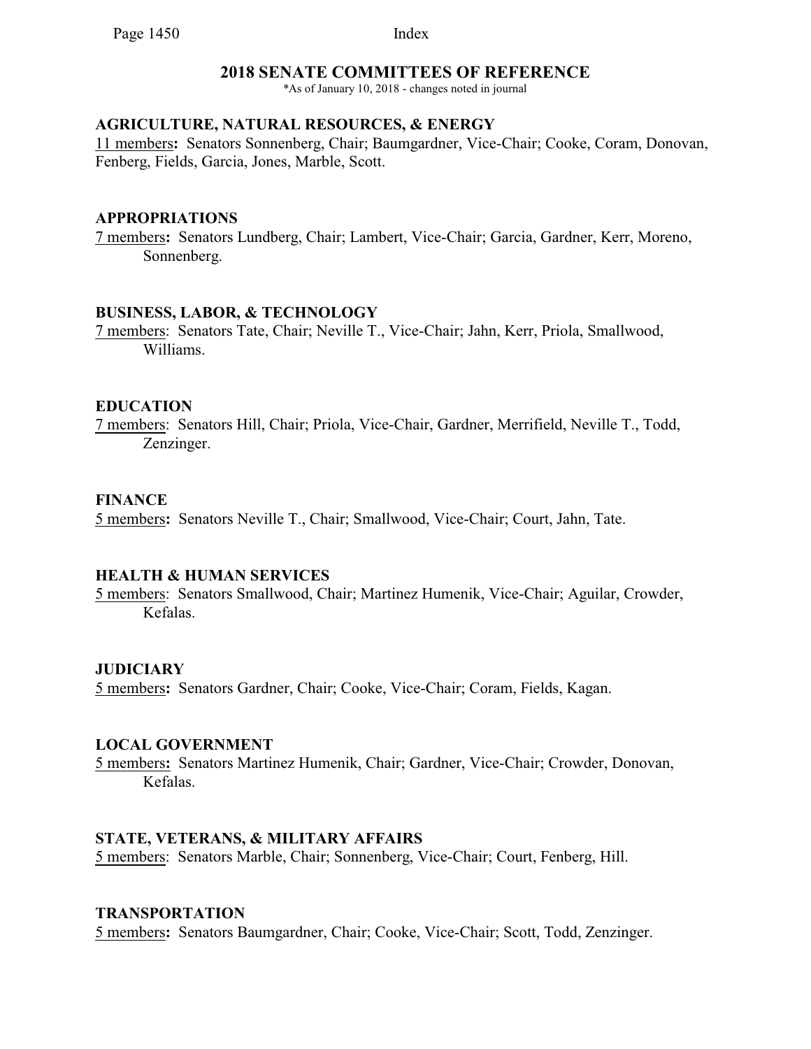## 2018 SENATE COMMITTEES OF REFERENCE

*As of January 10, 2018 - changes noted in journal

### AGRICULTURE, NATURAL RESOURCES, & ENERGY

11 members**:** Senators Sonnenberg, Chair; Baumgardner, Vice-Chair; Cooke, Coram, Donovan, Fenberg, Fields, Garcia, Jones, Marble, Scott.

### APPROPRIATIONS

7 members**:** Senators Lundberg, Chair; Lambert, Vice-Chair; Garcia, Gardner, Kerr, Moreno, Sonnenberg.

### BUSINESS, LABOR, & TECHNOLOGY

7 members: Senators Tate, Chair; Neville T., Vice-Chair; Jahn, Kerr, Priola, Smallwood, Williams.

### EDUCATION

7 members: Senators Hill, Chair; Priola, Vice-Chair, Gardner, Merrifield, Neville T., Todd, Zenzinger.

### FINANCE

5 members**:** Senators Neville T., Chair; Smallwood, Vice-Chair; Court, Jahn, Tate.

### HEALTH & HUMAN SERVICES

5 members: Senators Smallwood, Chair; Martinez Humenik, Vice-Chair; Aguilar, Crowder, Kefalas.

### JUDICIARY

5 members**:** Senators Gardner, Chair; Cooke, Vice-Chair; Coram, Fields, Kagan.

### LOCAL GOVERNMENT

5 members**:** Senators Martinez Humenik, Chair; Gardner, Vice-Chair; Crowder, Donovan, Kefalas.

### STATE, VETERANS, & MILITARY AFFAIRS

5 members: Senators Marble, Chair; Sonnenberg, Vice-Chair; Court, Fenberg, Hill.

### TRANSPORTATION

5 members**:** Senators Baumgardner, Chair; Cooke, Vice-Chair; Scott, Todd, Zenzinger.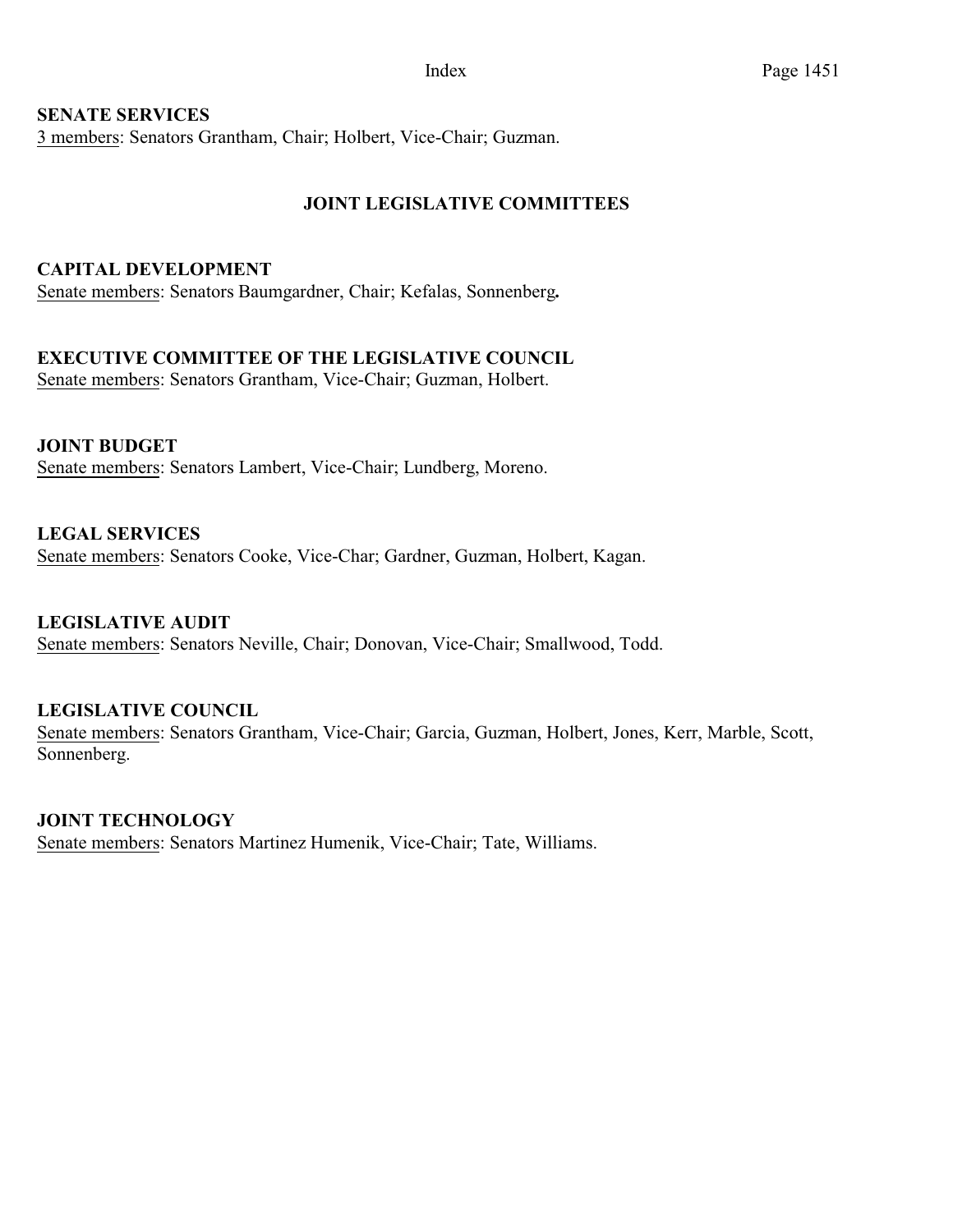**SENATE SERVICES**

<u>3 members</u>: Senators Grantham, Chair; Holbert, Vice-Chair; Guzman.

## JOINT LEGISLATIVE COMMITTEES

**CAPITAL DEVELOPMENT**

<u>Senate members</u>: Senators Baumgardner, Chair; Kefalas, Sonnenberg**.**

**EXECUTIVE COMMITTEE OF THE LEGISLATIVE COUNCIL**

<u>Senate members</u>: Senators Grantham, Vice-Chair; Guzman, Holbert.

**JOINT BUDGET**

<u>Senate members</u>: Senators Lambert, Vice-Chair; Lundberg, Moreno.

**LEGAL SERVICES**

<u>Senate members</u>: Senators Cooke, Vice-Char; Gardner, Guzman, Holbert, Kagan.

**LEGISLATIVE AUDIT**

<u>Senate members</u>: Senators Neville, Chair; Donovan, Vice-Chair; Smallwood, Todd.

**LEGISLATIVE COUNCIL**

<u>Senate members</u>: Senators Grantham, Vice-Chair; Garcia, Guzman, Holbert, Jones, Kerr, Marble, Scott, Sonnenberg.

**JOINT TECHNOLOGY**

<u>Senate members</u>: Senators Martinez Humenik, Vice-Chair; Tate, Williams.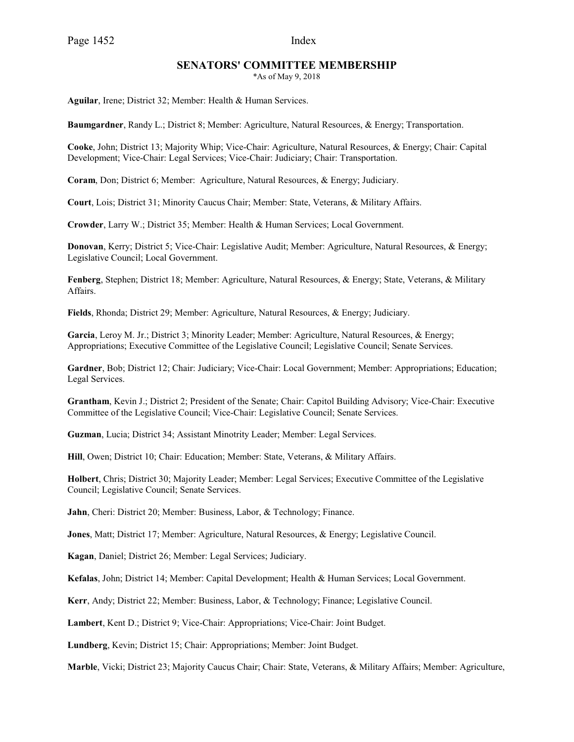## SENATORS' COMMITTEE MEMBERSHIP

*As of May 9, 2018

**Aguilar**, Irene; District 32; Member: Health & Human Services.

**Baumgardner**, Randy L.; District 8; Member: Agriculture, Natural Resources, & Energy; Transportation.

**Cooke**, John; District 13; Majority Whip; Vice-Chair: Agriculture, Natural Resources, & Energy; Chair: Capital Development; Vice-Chair: Legal Services; Vice-Chair: Judiciary; Chair: Transportation.

**Coram**, Don; District 6; Member: Agriculture, Natural Resources, & Energy; Judiciary.

**Court**, Lois; District 31; Minority Caucus Chair; Member: State, Veterans, & Military Affairs.

**Crowder**, Larry W.; District 35; Member: Health & Human Services; Local Government.

**Donovan**, Kerry; District 5; Vice-Chair: Legislative Audit; Member: Agriculture, Natural Resources, & Energy; Legislative Council; Local Government.

**Fenberg**, Stephen; District 18; Member: Agriculture, Natural Resources, & Energy; State, Veterans, & Military Affairs.

**Fields**, Rhonda; District 29; Member: Agriculture, Natural Resources, & Energy; Judiciary.

**Garcia**, Leroy M. Jr.; District 3; Minority Leader; Member: Agriculture, Natural Resources, & Energy; Appropriations; Executive Committee of the Legislative Council; Legislative Council; Senate Services.

**Gardner**, Bob; District 12; Chair: Judiciary; Vice-Chair: Local Government; Member: Appropriations; Education; Legal Services.

**Grantham**, Kevin J.; District 2; President of the Senate; Chair: Capitol Building Advisory; Vice-Chair: Executive Committee of the Legislative Council; Vice-Chair: Legislative Council; Senate Services.

**Guzman**, Lucia; District 34; Assistant Minotrity Leader; Member: Legal Services.

**Hill**, Owen; District 10; Chair: Education; Member: State, Veterans, & Military Affairs.

**Holbert**, Chris; District 30; Majority Leader; Member: Legal Services; Executive Committee of the Legislative Council; Legislative Council; Senate Services.

**Jahn**, Cheri: District 20; Member: Business, Labor, & Technology; Finance.

**Jones**, Matt; District 17; Member: Agriculture, Natural Resources, & Energy; Legislative Council.

**Kagan**, Daniel; District 26; Member: Legal Services; Judiciary.

**Kefalas**, John; District 14; Member: Capital Development; Health & Human Services; Local Government.

**Kerr**, Andy; District 22; Member: Business, Labor, & Technology; Finance; Legislative Council.

**Lambert**, Kent D.; District 9; Vice-Chair: Appropriations; Vice-Chair: Joint Budget.

**Lundberg**, Kevin; District 15; Chair: Appropriations; Member: Joint Budget.

**Marble**, Vicki; District 23; Majority Caucus Chair; Chair: State, Veterans, & Military Affairs; Member: Agriculture,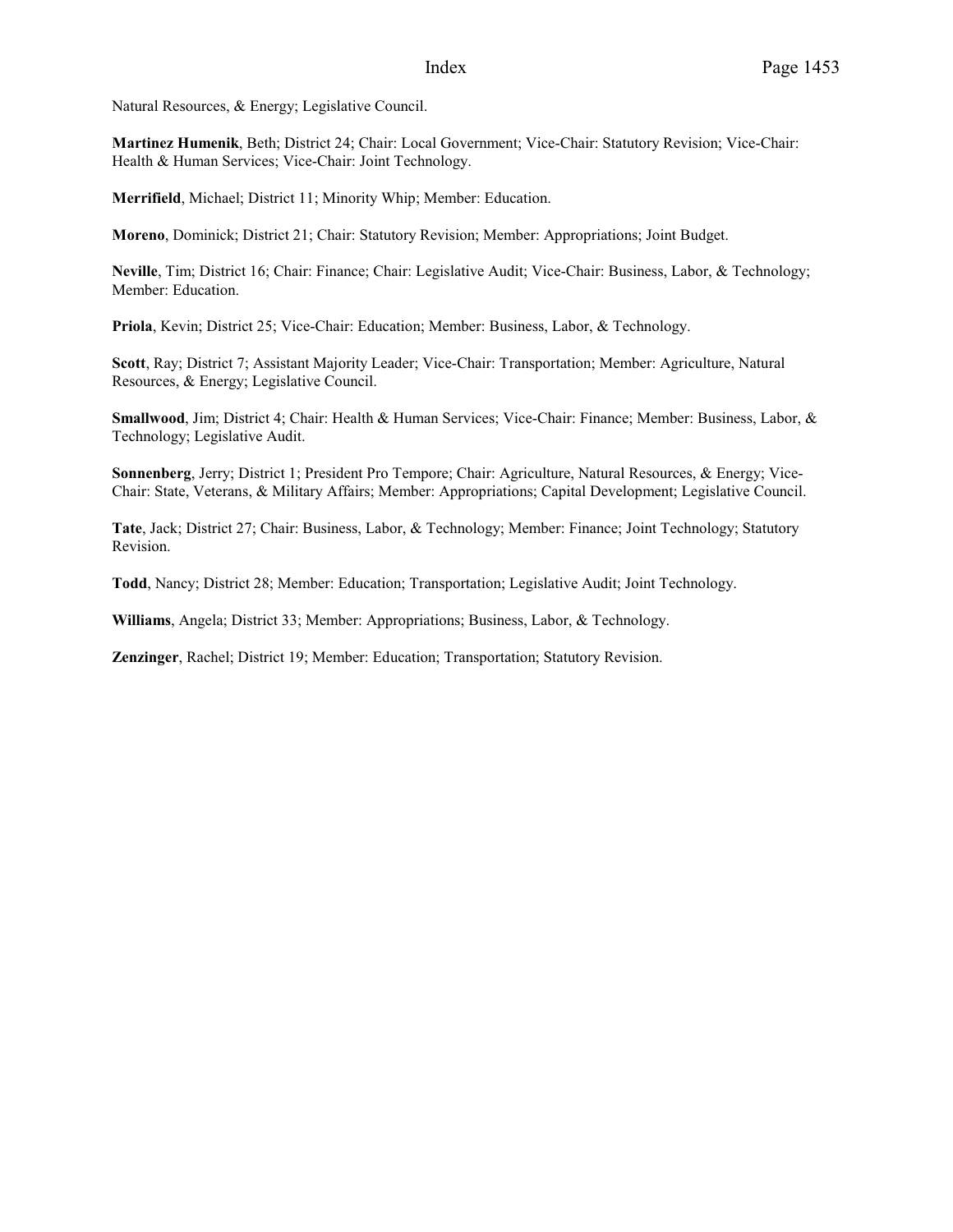Natural Resources, & Energy; Legislative Council.

**Martinez Humenik**, Beth; District 24; Chair: Local Government; Vice-Chair: Statutory Revision; Vice-Chair: Health & Human Services; Vice-Chair: Joint Technology.

**Merrifield**, Michael; District 11; Minority Whip; Member: Education.

**Moreno**, Dominick; District 21; Chair: Statutory Revision; Member: Appropriations; Joint Budget.

**Neville**, Tim; District 16; Chair: Finance; Chair: Legislative Audit; Vice-Chair: Business, Labor, & Technology; Member: Education.

**Priola**, Kevin; District 25; Vice-Chair: Education; Member: Business, Labor, & Technology.

**Scott**, Ray; District 7; Assistant Majority Leader; Vice-Chair: Transportation; Member: Agriculture, Natural Resources, & Energy; Legislative Council.

**Smallwood**, Jim; District 4; Chair: Health & Human Services; Vice-Chair: Finance; Member: Business, Labor, & Technology; Legislative Audit.

**Sonnenberg**, Jerry; District 1; President Pro Tempore; Chair: Agriculture, Natural Resources, & Energy; Vice-Chair: State, Veterans, & Military Affairs; Member: Appropriations; Capital Development; Legislative Council.

**Tate**, Jack; District 27; Chair: Business, Labor, & Technology; Member: Finance; Joint Technology; Statutory Revision.

**Todd**, Nancy; District 28; Member: Education; Transportation; Legislative Audit; Joint Technology.

**Williams**, Angela; District 33; Member: Appropriations; Business, Labor, & Technology.

**Zenzinger**, Rachel; District 19; Member: Education; Transportation; Statutory Revision.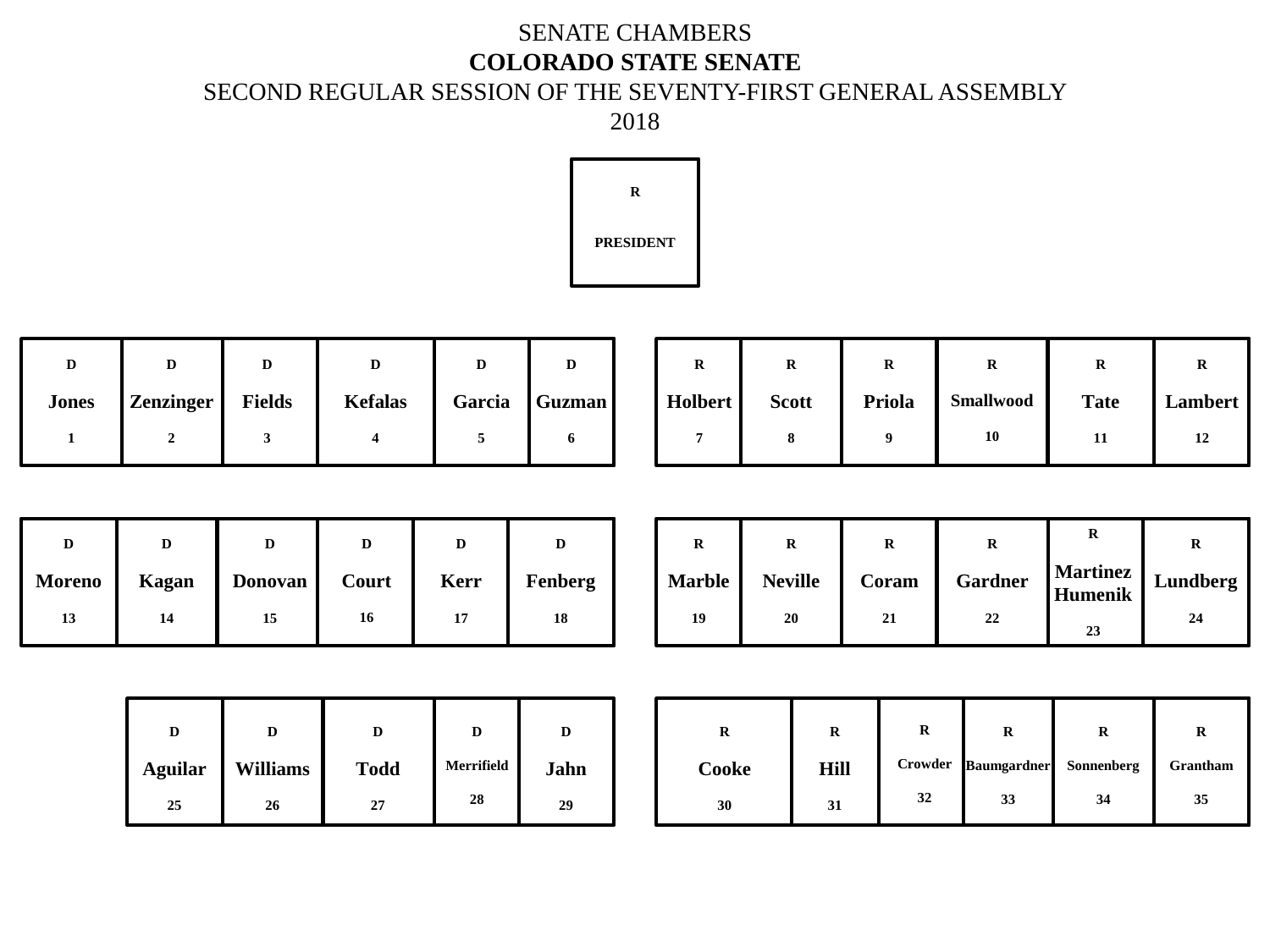SENATE CHAMBERS

**COLORADO STATE SENATE**

SECOND REGULAR SESSION OF THE SEVENTY-FIRST GENERAL ASSEMBLY

2018

| |
|---|
| R |
| PRESIDENT |

| | | | | | | | | | | | |
|---|---|---|---|---|---|---|---|---|---|---|---|
| D | D | D | D | D | D | R | R | R | R | R | R |
| Jones | Zenzinger | Fields | Kefalas | Garcia | Guzman | Holbert | Scott | Priola | Smallwood | Tate | Lambert |
| 1 | 2 | 3 | 4 | 5 | 6 | 7 | 8 | 9 | 10 | 11 | 12 |

| | | | | | | | | | | | |
|---|---|---|---|---|---|---|---|---|---|---|---|
| D | D | D | D | D | D | R | R | R | R | R | R |
| Moreno | Kagan | Donovan | Court | Kerr | Fenberg | Marble | Neville | Coram | Gardner | Martinez Humenik | Lundberg |
| 13 | 14 | 15 | 16 | 17 | 18 | 19 | 20 | 21 | 22 | 23 | 24 |

| | | | | | | | | | | |
|---|---|---|---|---|---|---|---|---|---|---|
| D | D | D | D | D | R | R | R | R | R | R |
| Aguilar | Williams | Todd | Merrifield | Jahn | Cooke | Hill | Crowder | Baumgardner | Sonnenberg | Grantham |
| 25 | 26 | 27 | 28 | 29 | 30 | 31 | 32 | 33 | 34 | 35 |